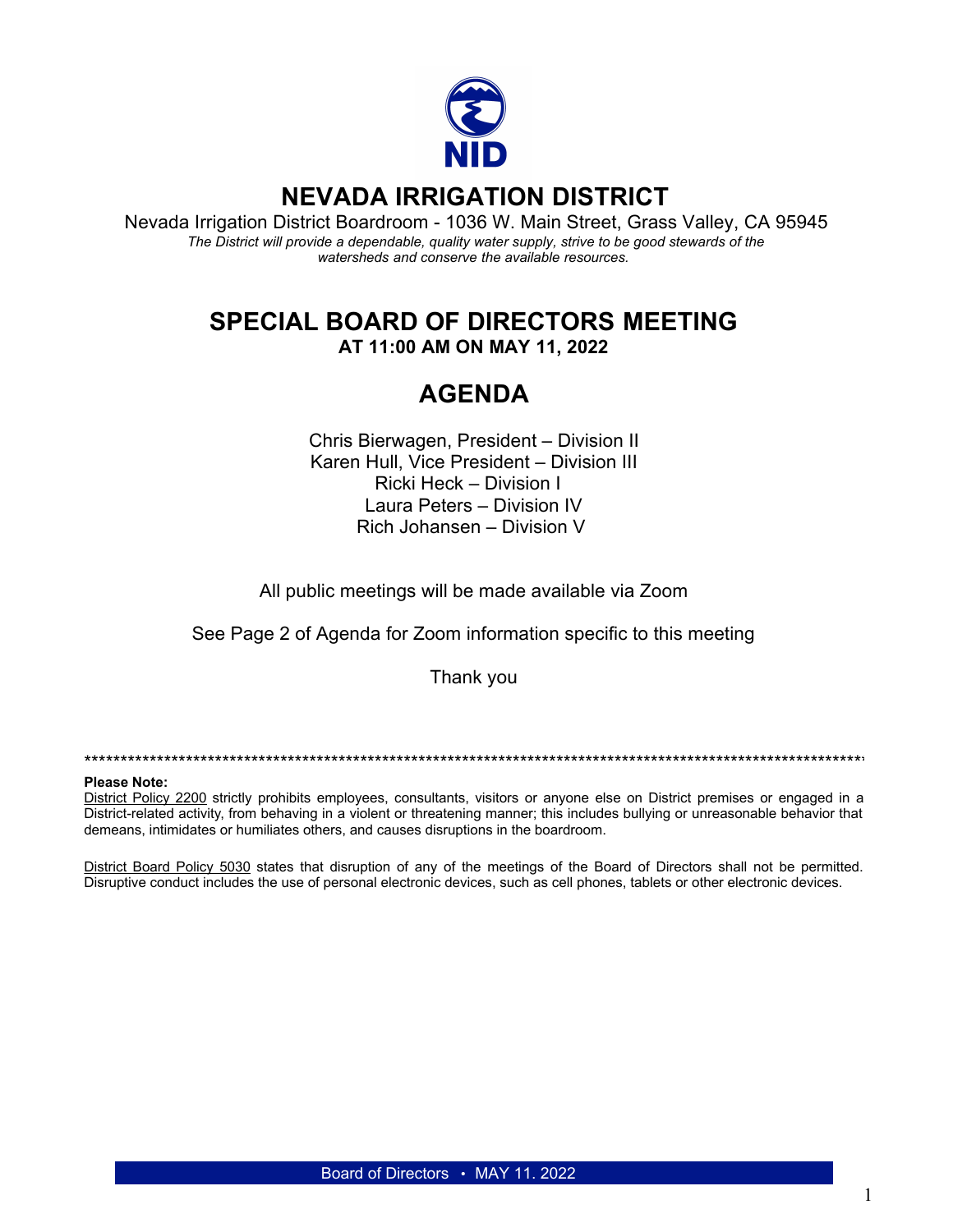# NEVADA IRRIGATION DISTRICT

Nevada Irrigation District Boardroom - 1036 W. Main Street, Grass Valley, CA 95945

*The District will provide a dependable, quality water supply, strive to be good stewards of the watersheds and conserve the available resources.*

## SPECIAL BOARD OF DIRECTORS MEETING

**AT 11:00 AM ON MAY 11, 2022**

## AGENDA

Chris Bierwagen, President – Division II
Karen Hull, Vice President – Division III
Ricki Heck – Division I
Laura Peters – Division IV
Rich Johansen – Division V

All public meetings will be made available via Zoom

See Page 2 of Agenda for Zoom information specific to this meeting

Thank you

******************************************************************************************************************

**Please Note:**

District Policy 2200 strictly prohibits employees, consultants, visitors or anyone else on District premises or engaged in a District-related activity, from behaving in a violent or threatening manner; this includes bullying or unreasonable behavior that demeans, intimidates or humiliates others, and causes disruptions in the boardroom.

District Board Policy 5030 states that disruption of any of the meetings of the Board of Directors shall not be permitted. Disruptive conduct includes the use of personal electronic devices, such as cell phones, tablets or other electronic devices.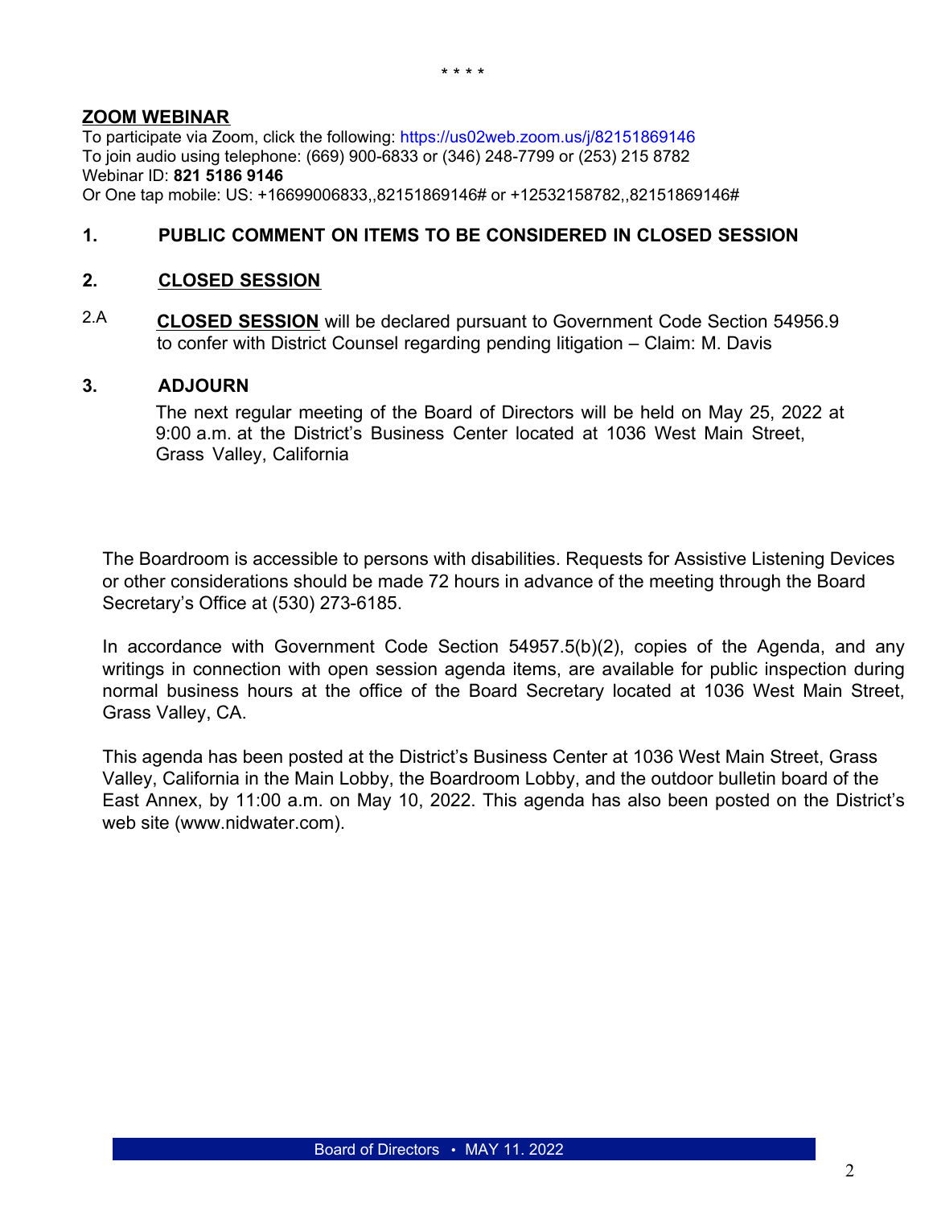\* \* \* \*

**ZOOM WEBINAR**

To participate via Zoom, click the following: https://us02web.zoom.us/j/82151869146
To join audio using telephone: (669) 900-6833 or (346) 248-7799 or (253) 215 8782
Webinar ID: **821 5186 9146**
Or One tap mobile: US: +16699006833,,82151869146# or +12532158782,,82151869146#

**1. PUBLIC COMMENT ON ITEMS TO BE CONSIDERED IN CLOSED SESSION**

**2. CLOSED SESSION**

2.A **CLOSED SESSION** will be declared pursuant to Government Code Section 54956.9 to confer with District Counsel regarding pending litigation – Claim: M. Davis

**3. ADJOURN**

The next regular meeting of the Board of Directors will be held on May 25, 2022 at 9:00 a.m. at the District's Business Center located at 1036 West Main Street, Grass Valley, California

The Boardroom is accessible to persons with disabilities. Requests for Assistive Listening Devices or other considerations should be made 72 hours in advance of the meeting through the Board Secretary's Office at (530) 273-6185.

In accordance with Government Code Section 54957.5(b)(2), copies of the Agenda, and any writings in connection with open session agenda items, are available for public inspection during normal business hours at the office of the Board Secretary located at 1036 West Main Street, Grass Valley, CA.

This agenda has been posted at the District's Business Center at 1036 West Main Street, Grass Valley, California in the Main Lobby, the Boardroom Lobby, and the outdoor bulletin board of the East Annex, by 11:00 a.m. on May 10, 2022. This agenda has also been posted on the District's web site (www.nidwater.com).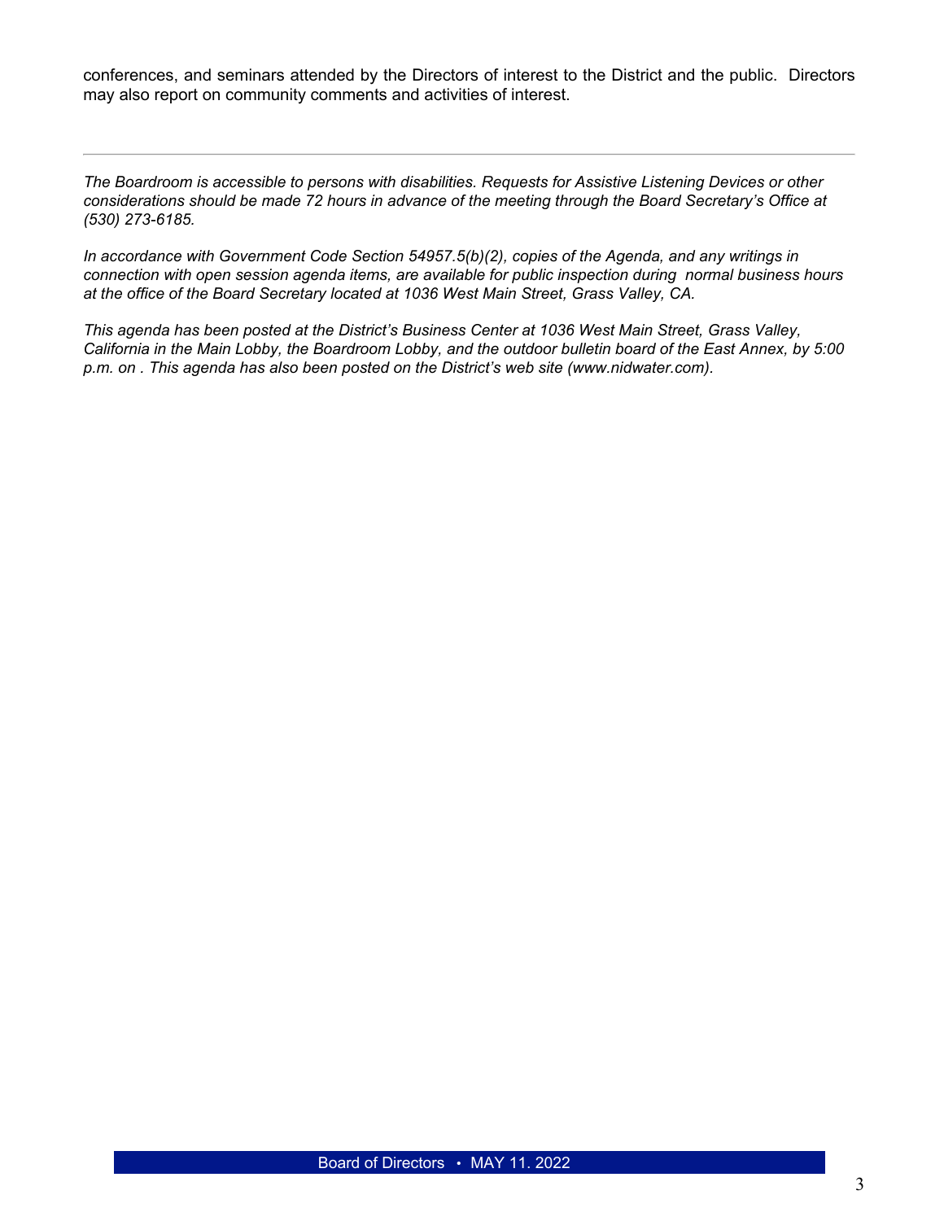conferences, and seminars attended by the Directors of interest to the District and the public. Directors may also report on community comments and activities of interest.

---

*The Boardroom is accessible to persons with disabilities. Requests for Assistive Listening Devices or other considerations should be made 72 hours in advance of the meeting through the Board Secretary's Office at (530) 273-6185.*

*In accordance with Government Code Section 54957.5(b)(2), copies of the Agenda, and any writings in connection with open session agenda items, are available for public inspection during normal business hours at the office of the Board Secretary located at 1036 West Main Street, Grass Valley, CA.*

*This agenda has been posted at the District's Business Center at 1036 West Main Street, Grass Valley, California in the Main Lobby, the Boardroom Lobby, and the outdoor bulletin board of the East Annex, by 5:00 p.m. on . This agenda has also been posted on the District's web site (www.nidwater.com).*